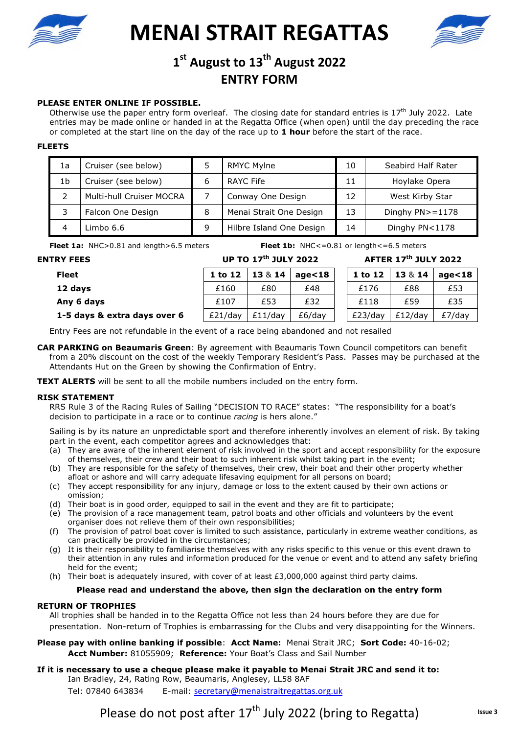# MENAI STRAIT REGATTAS

## 1st August to 13th August 2022

## ENTRY FORM

**PLEASE ENTER ONLINE IF POSSIBLE.**

Otherwise use the paper entry form overleaf. The closing date for standard entries is 17th July 2022. Late entries may be made online or handed in at the Regatta Office (when open) until the day preceding the race or completed at the start line on the day of the race up to **1 hour** before the start of the race.

**FLEETS**

| | | | | | |
|---|---|---|---|---|---|
| 1a | Cruiser (see below) | 5 | RMYC Mylne | 10 | Seabird Half Rater |
| 1b | Cruiser (see below) | 6 | RAYC Fife | 11 | Hoylake Opera |
| 2 | Multi-hull Cruiser MOCRA | 7 | Conway One Design | 12 | West Kirby Star |
| 3 | Falcon One Design | 8 | Menai Strait One Design | 13 | Dinghy PN>=1178 |
| 4 | Limbo 6.6 | 9 | Hilbre Island One Design | 14 | Dinghy PN<1178 |

**Fleet 1a:** NHC>0.81 and length>6.5 meters

**Fleet 1b:** NHC<=0.81 or length<=6.5 meters

**ENTRY FEES**

| | UP TO 17th JULY 2022 | | | AFTER 17th JULY 2022 | | |
|---|---|---|---|---|---|---|
| **Fleet** | **1 to 12** | **13 & 14** | **age<18** | **1 to 12** | **13 & 14** | **age<18** |
| **12 days** | £160 | £80 | £48 | £176 | £88 | £53 |
| **Any 6 days** | £107 | £53 | £32 | £118 | £59 | £35 |
| **1-5 days & extra days over 6** | £21/day | £11/day | £6/day | £23/day | £12/day | £7/day |

Entry Fees are not refundable in the event of a race being abandoned and not resailed

**CAR PARKING on Beaumaris Green**: By agreement with Beaumaris Town Council competitors can benefit from a 20% discount on the cost of the weekly Temporary Resident's Pass. Passes may be purchased at the Attendants Hut on the Green by showing the Confirmation of Entry.

**TEXT ALERTS** will be sent to all the mobile numbers included on the entry form.

**RISK STATEMENT**

RRS Rule 3 of the Racing Rules of Sailing "DECISION TO RACE" states: "The responsibility for a boat's decision to participate in a race or to continue *racing* is hers alone."

Sailing is by its nature an unpredictable sport and therefore inherently involves an element of risk. By taking part in the event, each competitor agrees and acknowledges that:

(a) They are aware of the inherent element of risk involved in the sport and accept responsibility for the exposure of themselves, their crew and their boat to such inherent risk whilst taking part in the event;
(b) They are responsible for the safety of themselves, their crew, their boat and their other property whether afloat or ashore and will carry adequate lifesaving equipment for all persons on board;
(c) They accept responsibility for any injury, damage or loss to the extent caused by their own actions or omission;
(d) Their boat is in good order, equipped to sail in the event and they are fit to participate;
(e) The provision of a race management team, patrol boats and other officials and volunteers by the event organiser does not relieve them of their own responsibilities;
(f) The provision of patrol boat cover is limited to such assistance, particularly in extreme weather conditions, as can practically be provided in the circumstances;
(g) It is their responsibility to familiarise themselves with any risks specific to this venue or this event drawn to their attention in any rules and information produced for the venue or event and to attend any safety briefing held for the event;
(h) Their boat is adequately insured, with cover of at least £3,000,000 against third party claims.

**Please read and understand the above, then sign the declaration on the entry form**

**RETURN OF TROPHIES**

All trophies shall be handed in to the Regatta Office not less than 24 hours before they are due for presentation. Non-return of Trophies is embarrassing for the Clubs and very disappointing for the Winners.

**Please pay with online banking if possible**: **Acct Name:** Menai Strait JRC; **Sort Code:** 40-16-02; **Acct Number:** 81055909; **Reference:** Your Boat's Class and Sail Number

**If it is necessary to use a cheque please make it payable to Menai Strait JRC and send it to:**
Ian Bradley, 24, Rating Row, Beaumaris, Anglesey, LL58 8AF
Tel: 07840 643834 E-mail: secretary@menaistraitregattas.org.uk

Please do not post after 17th July 2022 (bring to Regatta)

Issue 3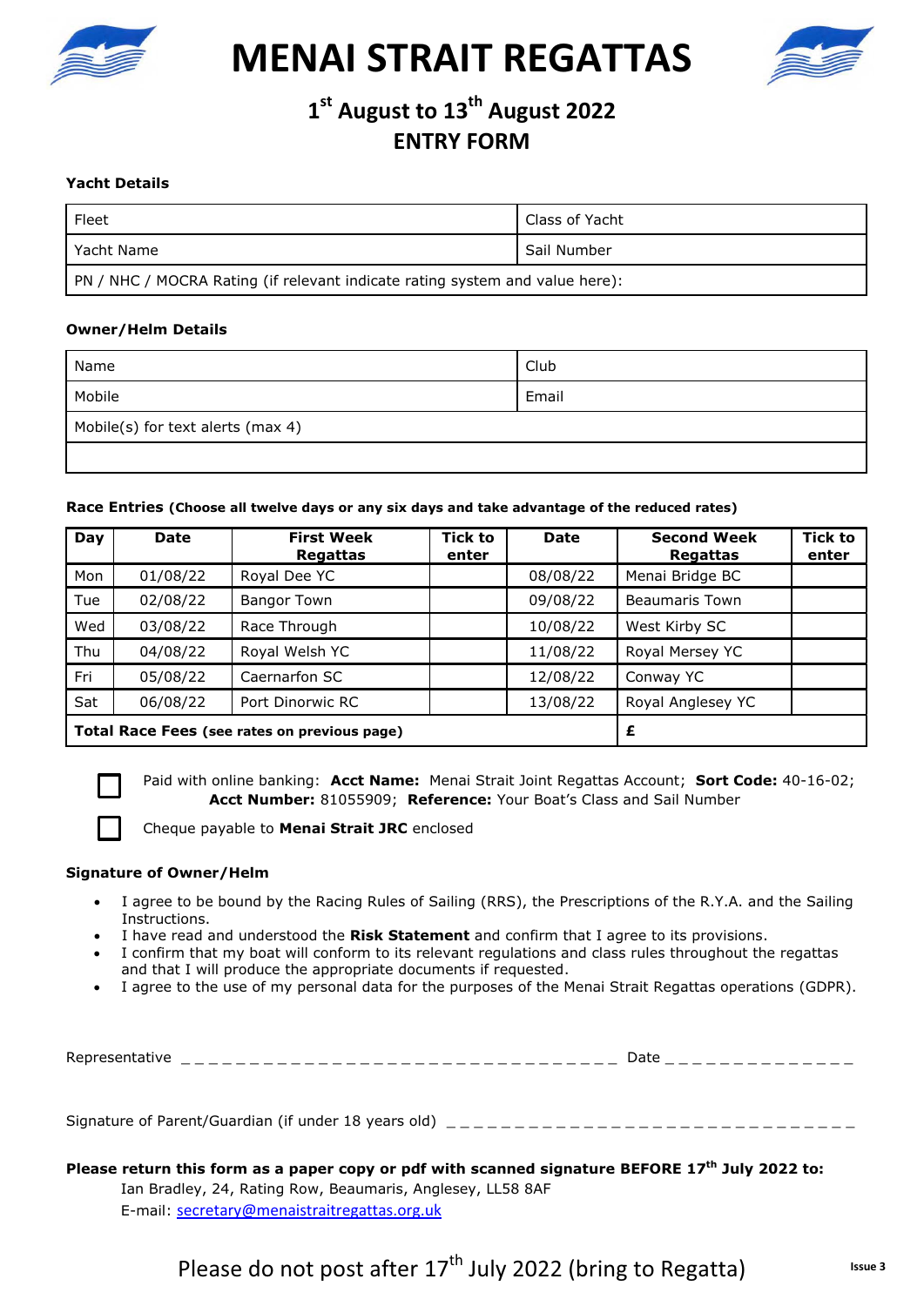# MENAI STRAIT REGATTAS

## 1st August to 13th August 2022
## ENTRY FORM

**Yacht Details**

| | |
|---|---|
| Fleet | Class of Yacht |
| Yacht Name | Sail Number |
| PN / NHC / MOCRA Rating (if relevant indicate rating system and value here): | |

**Owner/Helm Details**

| | |
|---|---|
| Name | Club |
| Mobile | Email |
| Mobile(s) for text alerts (max 4) | |
| | |

**Race Entries (Choose all twelve days or any six days and take advantage of the reduced rates)**

| Day | Date | First Week Regattas | Tick to enter | Date | Second Week Regattas | Tick to enter |
|---|---|---|---|---|---|---|
| Mon | 01/08/22 | Royal Dee YC | | 08/08/22 | Menai Bridge BC | |
| Tue | 02/08/22 | Bangor Town | | 09/08/22 | Beaumaris Town | |
| Wed | 03/08/22 | Race Through | | 10/08/22 | West Kirby SC | |
| Thu | 04/08/22 | Royal Welsh YC | | 11/08/22 | Royal Mersey YC | |
| Fri | 05/08/22 | Caernarfon SC | | 12/08/22 | Conway YC | |
| Sat | 06/08/22 | Port Dinorwic RC | | 13/08/22 | Royal Anglesey YC | |
| **Total Race Fees (see rates on previous page)** | | | | | **£** | |

☐ Paid with online banking: **Acct Name:** Menai Strait Joint Regattas Account; **Sort Code:** 40-16-02; **Acct Number:** 81055909; **Reference:** Your Boat's Class and Sail Number

☐ Cheque payable to **Menai Strait JRC** enclosed

**Signature of Owner/Helm**

- I agree to be bound by the Racing Rules of Sailing (RRS), the Prescriptions of the R.Y.A. and the Sailing Instructions.
- I have read and understood the **Risk Statement** and confirm that I agree to its provisions.
- I confirm that my boat will conform to its relevant regulations and class rules throughout the regattas and that I will produce the appropriate documents if requested.
- I agree to the use of my personal data for the purposes of the Menai Strait Regattas operations (GDPR).

Representative _ _ _ _ _ _ _ _ _ _ _ _ _ _ _ _ _ _ _ _ _ _ _ _ _ _ _ _ _ _ _ _ _ Date _ _ _ _ _ _ _ _ _ _ _ _ _ _

Signature of Parent/Guardian (if under 18 years old) _ _ _ _ _ _ _ _ _ _ _ _ _ _ _ _ _ _ _ _ _ _ _ _ _ _ _ _ _ _

**Please return this form as a paper copy or pdf with scanned signature BEFORE 17th July 2022 to:**

Ian Bradley, 24, Rating Row, Beaumaris, Anglesey, LL58 8AF

E-mail: secretary@menaistraitregattas.org.uk

Please do not post after 17th July 2022 (bring to Regatta)

Issue 3